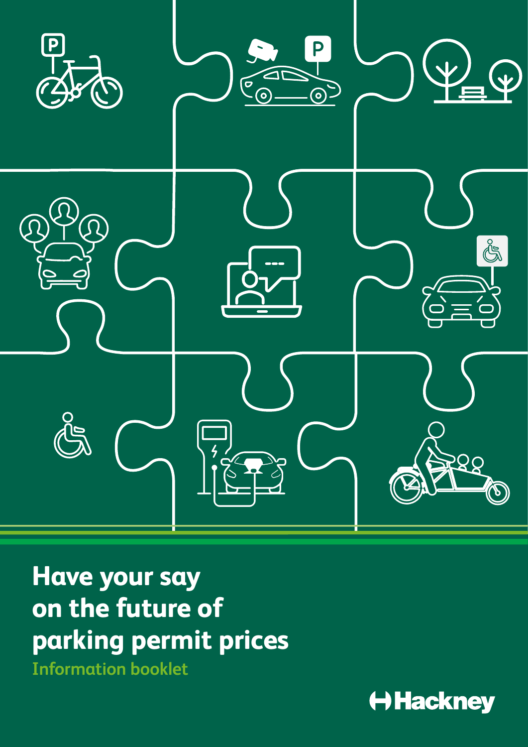# Have your say on the future of parking permit prices

## Information booklet

Hackney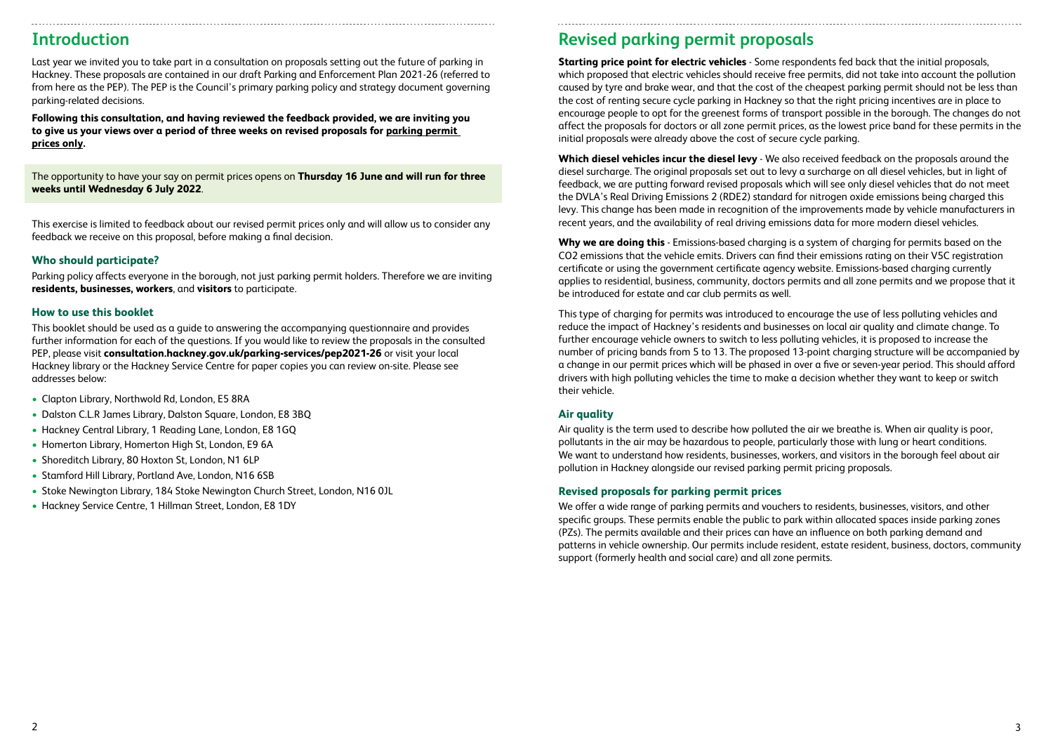## Introduction

Last year we invited you to take part in a consultation on proposals setting out the future of parking in Hackney. These proposals are contained in our draft Parking and Enforcement Plan 2021-26 (referred to from here as the PEP). The PEP is the Council's primary parking policy and strategy document governing parking-related decisions.

**Following this consultation, and having reviewed the feedback provided, we are inviting you to give us your views over a period of three weeks on revised proposals for parking permit prices only.**

The opportunity to have your say on permit prices opens on **Thursday 16 June and will run for three weeks until Wednesday 6 July 2022**.

This exercise is limited to feedback about our revised permit prices only and will allow us to consider any feedback we receive on this proposal, before making a final decision.

### Who should participate?

Parking policy affects everyone in the borough, not just parking permit holders. Therefore we are inviting **residents, businesses, workers**, and **visitors** to participate.

### How to use this booklet

This booklet should be used as a guide to answering the accompanying questionnaire and provides further information for each of the questions. If you would like to review the proposals in the consulted PEP, please visit **consultation.hackney.gov.uk/parking-services/pep2021-26** or visit your local Hackney library or the Hackney Service Centre for paper copies you can review on-site. Please see addresses below:

- Clapton Library, Northwold Rd, London, E5 8RA
- Dalston C.L.R James Library, Dalston Square, London, E8 3BQ
- Hackney Central Library, 1 Reading Lane, London, E8 1GQ
- Homerton Library, Homerton High St, London, E9 6A
- Shoreditch Library, 80 Hoxton St, London, N1 6LP
- Stamford Hill Library, Portland Ave, London, N16 6SB
- Stoke Newington Library, 184 Stoke Newington Church Street, London, N16 0JL
- Hackney Service Centre, 1 Hillman Street, London, E8 1DY

## Revised parking permit proposals

**Starting price point for electric vehicles** - Some respondents fed back that the initial proposals, which proposed that electric vehicles should receive free permits, did not take into account the pollution caused by tyre and brake wear, and that the cost of the cheapest parking permit should not be less than the cost of renting secure cycle parking in Hackney so that the right pricing incentives are in place to encourage people to opt for the greenest forms of transport possible in the borough. The changes do not affect the proposals for doctors or all zone permit prices, as the lowest price band for these permits in the initial proposals were already above the cost of secure cycle parking.

**Which diesel vehicles incur the diesel levy** - We also received feedback on the proposals around the diesel surcharge. The original proposals set out to levy a surcharge on all diesel vehicles, but in light of feedback, we are putting forward revised proposals which will see only diesel vehicles that do not meet the DVLA's Real Driving Emissions 2 (RDE2) standard for nitrogen oxide emissions being charged this levy. This change has been made in recognition of the improvements made by vehicle manufacturers in recent years, and the availability of real driving emissions data for more modern diesel vehicles.

**Why we are doing this** - Emissions-based charging is a system of charging for permits based on the $CO_2$ emissions that the vehicle emits. Drivers can find their emissions rating on their V5C registration certificate or using the government certificate agency website. Emissions-based charging currently applies to residential, business, community, doctors permits and all zone permits and we propose that it be introduced for estate and car club permits as well.

This type of charging for permits was introduced to encourage the use of less polluting vehicles and reduce the impact of Hackney's residents and businesses on local air quality and climate change. To further encourage vehicle owners to switch to less polluting vehicles, it is proposed to increase the number of pricing bands from 5 to 13. The proposed 13-point charging structure will be accompanied by a change in our permit prices which will be phased in over a five or seven-year period. This should afford drivers with high polluting vehicles the time to make a decision whether they want to keep or switch their vehicle.

### Air quality

Air quality is the term used to describe how polluted the air we breathe is. When air quality is poor, pollutants in the air may be hazardous to people, particularly those with lung or heart conditions. We want to understand how residents, businesses, workers, and visitors in the borough feel about air pollution in Hackney alongside our revised parking permit pricing proposals.

### Revised proposals for parking permit prices

We offer a wide range of parking permits and vouchers to residents, businesses, visitors, and other specific groups. These permits enable the public to park within allocated spaces inside parking zones (PZs). The permits available and their prices can have an influence on both parking demand and patterns in vehicle ownership. Our permits include resident, estate resident, business, doctors, community support (formerly health and social care) and all zone permits.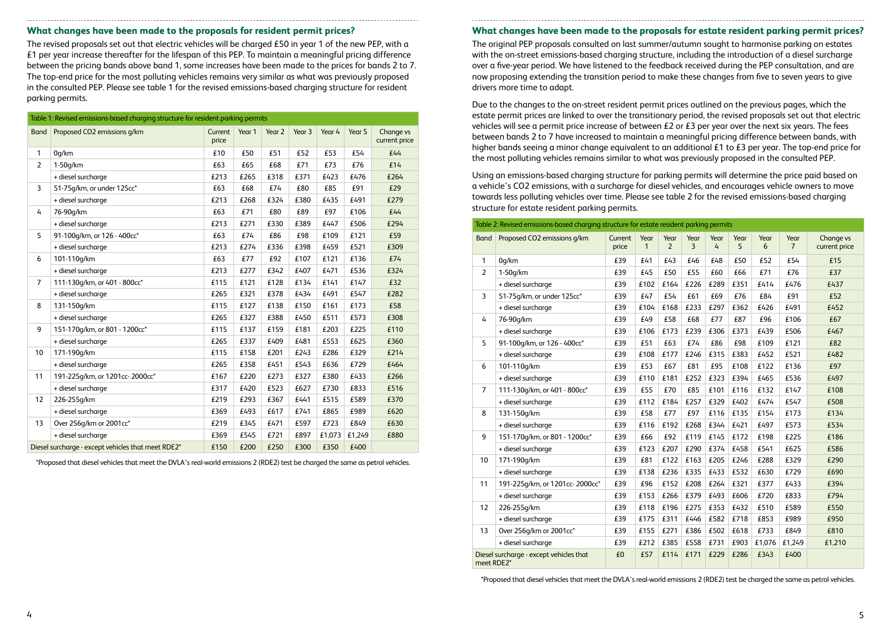## What changes have been made to the proposals for resident permit prices?

The revised proposals set out that electric vehicles will be charged £50 in year 1 of the new PEP, with a £1 per year increase thereafter for the lifespan of this PEP. To maintain a meaningful pricing difference between the pricing bands above band 1, some increases have been made to the prices for bands 2 to 7. The top-end price for the most polluting vehicles remains very similar as what was previously proposed in the consulted PEP. Please see table 1 for the revised emissions-based charging structure for resident parking permits.

Table 1: Revised emissions-based charging structure for resident parking permits

| Band | Proposed CO2 emissions g/km | Current price | Year 1 | Year 2 | Year 3 | Year 4 | Year 5 | Change vs current price |
|---|---|---|---|---|---|---|---|---|
| 1 | 0g/km | £10 | £50 | £51 | £52 | £53 | £54 | £44 |
| 2 | 1-50g/km | £63 | £65 | £68 | £71 | £73 | £76 | £14 |
| | + diesel surcharge | £213 | £265 | £318 | £371 | £423 | £476 | £264 |
| 3 | 51-75g/km, or under 125cc* | £63 | £68 | £74 | £80 | £85 | £91 | £29 |
| | + diesel surcharge | £213 | £268 | £324 | £380 | £435 | £491 | £279 |
| 4 | 76-90g/km | £63 | £71 | £80 | £89 | £97 | £106 | £44 |
| | + diesel surcharge | £213 | £271 | £330 | £389 | £447 | £506 | £294 |
| 5 | 91-100g/km, or 126 - 400cc* | £63 | £74 | £86 | £98 | £109 | £121 | £59 |
| | + diesel surcharge | £213 | £274 | £336 | £398 | £459 | £521 | £309 |
| 6 | 101-110g/km | £63 | £77 | £92 | £107 | £121 | £136 | £74 |
| | + diesel surcharge | £213 | £277 | £342 | £407 | £471 | £536 | £324 |
| 7 | 111-130g/km, or 401 - 800cc* | £115 | £121 | £128 | £134 | £141 | £147 | £32 |
| | + diesel surcharge | £265 | £321 | £378 | £434 | £491 | £547 | £282 |
| 8 | 131-150g/km | £115 | £127 | £138 | £150 | £161 | £173 | £58 |
| | + diesel surcharge | £265 | £327 | £388 | £450 | £511 | £573 | £308 |
| 9 | 151-170g/km, or 801 - 1200cc* | £115 | £137 | £159 | £181 | £203 | £225 | £110 |
| | + diesel surcharge | £265 | £337 | £409 | £481 | £553 | £625 | £360 |
| 10 | 171-190g/km | £115 | £158 | £201 | £243 | £286 | £329 | £214 |
| | + diesel surcharge | £265 | £358 | £451 | £543 | £636 | £729 | £464 |
| 11 | 191-225g/km, or 1201cc- 2000cc* | £167 | £220 | £273 | £327 | £380 | £433 | £266 |
| | + diesel surcharge | £317 | £420 | £523 | £627 | £730 | £833 | £516 |
| 12 | 226-255g/km | £219 | £293 | £367 | £441 | £515 | £589 | £370 |
| | + diesel surcharge | £369 | £493 | £617 | £741 | £865 | £989 | £620 |
| 13 | Over 256g/km or 2001cc* | £219 | £345 | £471 | £597 | £723 | £849 | £630 |
| | + diesel surcharge | £369 | £545 | £721 | £897 | £1,073 | £1,249 | £880 |
| Diesel surcharge - except vehicles that meet RDE2* | | £150 | £200 | £250 | £300 | £350 | £400 | |

*Proposed that diesel vehicles that meet the DVLA's real-world emissions 2 (RDE2) test be charged the same as petrol vehicles.

## What changes have been made to the proposals for estate resident parking permit prices?

The original PEP proposals consulted on last summer/autumn sought to harmonise parking on estates with the on-street emissions-based charging structure, including the introduction of a diesel surcharge over a five-year period. We have listened to the feedback received during the PEP consultation, and are now proposing extending the transition period to make these changes from five to seven years to give drivers more time to adapt.

Due to the changes to the on-street resident permit prices outlined on the previous pages, which the estate permit prices are linked to over the transitionary period, the revised proposals set out that electric vehicles will see a permit price increase of between £2 or £3 per year over the next six years. The fees between bands 2 to 7 have increased to maintain a meaningful pricing difference between bands, with higher bands seeing a minor change equivalent to an additional £1 to £3 per year. The top-end price for the most polluting vehicles remains similar to what was previously proposed in the consulted PEP.

Using an emissions-based charging structure for parking permits will determine the price paid based on a vehicle's CO2 emissions, with a surcharge for diesel vehicles, and encourages vehicle owners to move towards less polluting vehicles over time. Please see table 2 for the revised emissions-based charging structure for estate resident parking permits.

Table 2: Revised emissions-based charging structure for estate resident parking permits

| Band | Proposed CO2 emissions g/km | Current price | Year 1 | Year 2 | Year 3 | Year 4 | Year 5 | Year 6 | Year 7 | Change vs current price |
|---|---|---|---|---|---|---|---|---|---|---|
| 1 | 0g/km | £39 | £41 | £43 | £46 | £48 | £50 | £52 | £54 | £15 |
| 2 | 1-50g/km | £39 | £45 | £50 | £55 | £60 | £66 | £71 | £76 | £37 |
| | + diesel surcharge | £39 | £102 | £164 | £226 | £289 | £351 | £414 | £476 | £437 |
| 3 | 51-75g/km, or under 125cc* | £39 | £47 | £54 | £61 | £69 | £76 | £84 | £91 | £52 |
| | + diesel surcharge | £39 | £104 | £168 | £233 | £297 | £362 | £426 | £491 | £452 |
| 4 | 76-90g/km | £39 | £49 | £58 | £68 | £77 | £87 | £96 | £106 | £67 |
| | + diesel surcharge | £39 | £106 | £173 | £239 | £306 | £373 | £439 | £506 | £467 |
| 5 | 91-100g/km, or 126 - 400cc* | £39 | £51 | £63 | £74 | £86 | £98 | £109 | £121 | £82 |
| | + diesel surcharge | £39 | £108 | £177 | £246 | £315 | £383 | £452 | £521 | £482 |
| 6 | 101-110g/km | £39 | £53 | £67 | £81 | £95 | £108 | £122 | £136 | £97 |
| | + diesel surcharge | £39 | £110 | £181 | £252 | £323 | £394 | £465 | £536 | £497 |
| 7 | 111-130g/km, or 401 - 800cc* | £39 | £55 | £70 | £85 | £101 | £116 | £132 | £147 | £108 |
| | + diesel surcharge | £39 | £112 | £184 | £257 | £329 | £402 | £474 | £547 | £508 |
| 8 | 131-150g/km | £39 | £58 | £77 | £97 | £116 | £135 | £154 | £173 | £134 |
| | + diesel surcharge | £39 | £116 | £192 | £268 | £344 | £421 | £497 | £573 | £534 |
| 9 | 151-170g/km, or 801 - 1200cc* | £39 | £66 | £92 | £119 | £145 | £172 | £198 | £225 | £186 |
| | + diesel surcharge | £39 | £123 | £207 | £290 | £374 | £458 | £541 | £625 | £586 |
| 10 | 171-190g/km | £39 | £81 | £122 | £163 | £205 | £246 | £288 | £329 | £290 |
| | + diesel surcharge | £39 | £138 | £236 | £335 | £433 | £532 | £630 | £729 | £690 |
| 11 | 191-225g/km, or 1201cc- 2000cc* | £39 | £96 | £152 | £208 | £264 | £321 | £377 | £433 | £394 |
| | + diesel surcharge | £39 | £153 | £266 | £379 | £493 | £606 | £720 | £833 | £794 |
| 12 | 226-255g/km | £39 | £118 | £196 | £275 | £353 | £432 | £510 | £589 | £550 |
| | + diesel surcharge | £39 | £175 | £311 | £446 | £582 | £718 | £853 | £989 | £950 |
| 13 | Over 256g/km or 2001cc* | £39 | £155 | £271 | £386 | £502 | £618 | £733 | £849 | £810 |
| | + diesel surcharge | £39 | £212 | £385 | £558 | £731 | £903 | £1,076 | £1,249 | £1,210 |
| Diesel surcharge - except vehicles that meet RDE2* | | £0 | £57 | £114 | £171 | £229 | £286 | £343 | £400 | |

*Proposed that diesel vehicles that meet the DVLA's real-world emissions 2 (RDE2) test be charged the same as petrol vehicles.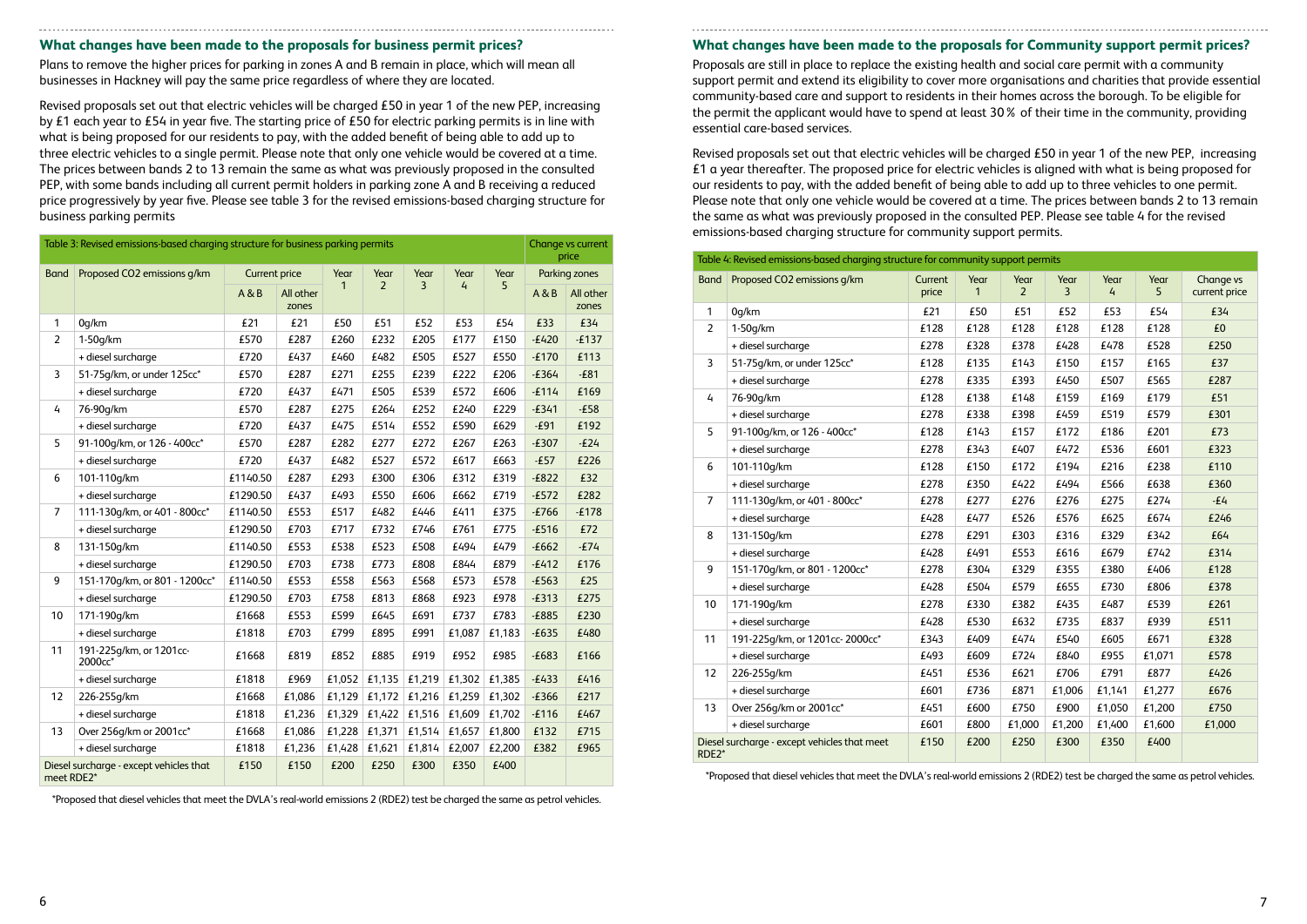### What changes have been made to the proposals for business permit prices?

Plans to remove the higher prices for parking in zones A and B remain in place, which will mean all businesses in Hackney will pay the same price regardless of where they are located.

Revised proposals set out that electric vehicles will be charged £50 in year 1 of the new PEP, increasing by £1 each year to £54 in year five. The starting price of £50 for electric parking permits is in line with what is being proposed for our residents to pay, with the added benefit of being able to add up to three electric vehicles to a single permit. Please note that only one vehicle would be covered at a time. The prices between bands 2 to 13 remain the same as what was previously proposed in the consulted PEP, with some bands including all current permit holders in parking zone A and B receiving a reduced price progressively by year five. Please see table 3 for the revised emissions-based charging structure for business parking permits

| Table 3: Revised emissions-based charging structure for business parking permits | | | | | | | | | | Change vs current price | |
|---|---|---|---|---|---|---|---|---|---|---|---|
| Band | Proposed CO2 emissions g/km | Current price | | Year 1 | Year 2 | Year 3 | Year 4 | Year 5 | Parking zones | |
| | | A & B | All other zones | | | | | | A & B | All other zones |
| 1 | 0g/km | £21 | £21 | £50 | £51 | £52 | £53 | £54 | £33 | £34 |
| 2 | 1-50g/km | £570 | £287 | £260 | £232 | £205 | £177 | £150 | -£420 | -£137 |
| | + diesel surcharge | £720 | £437 | £460 | £482 | £505 | £527 | £550 | -£170 | £113 |
| 3 | 51-75g/km, or under 125cc* | £570 | £287 | £271 | £255 | £239 | £222 | £206 | -£364 | -£81 |
| | + diesel surcharge | £720 | £437 | £471 | £505 | £539 | £572 | £606 | -£114 | £169 |
| 4 | 76-90g/km | £570 | £287 | £275 | £264 | £252 | £240 | £229 | -£341 | -£58 |
| | + diesel surcharge | £720 | £437 | £475 | £514 | £552 | £590 | £629 | -£91 | £192 |
| 5 | 91-100g/km, or 126 - 400cc* | £570 | £287 | £282 | £277 | £272 | £267 | £263 | -£307 | -£24 |
| | + diesel surcharge | £720 | £437 | £482 | £527 | £572 | £617 | £663 | -£57 | £226 |
| 6 | 101-110g/km | £1140.50 | £287 | £293 | £300 | £306 | £312 | £319 | -£822 | £32 |
| | + diesel surcharge | £1290.50 | £437 | £493 | £550 | £606 | £662 | £719 | -£572 | £282 |
| 7 | 111-130g/km, or 401 - 800cc* | £1140.50 | £553 | £517 | £482 | £446 | £411 | £375 | -£766 | -£178 |
| | + diesel surcharge | £1290.50 | £703 | £717 | £732 | £746 | £761 | £775 | -£516 | £72 |
| 8 | 131-150g/km | £1140.50 | £553 | £538 | £523 | £508 | £494 | £479 | -£662 | -£74 |
| | + diesel surcharge | £1290.50 | £703 | £738 | £773 | £808 | £844 | £879 | -£412 | £176 |
| 9 | 151-170g/km, or 801 - 1200cc* | £1140.50 | £553 | £558 | £563 | £568 | £573 | £578 | -£563 | £25 |
| | + diesel surcharge | £1290.50 | £703 | £758 | £813 | £868 | £923 | £978 | -£313 | £275 |
| 10 | 171-190g/km | £1668 | £553 | £599 | £645 | £691 | £737 | £783 | -£885 | £230 |
| | + diesel surcharge | £1818 | £703 | £799 | £895 | £991 | £1,087 | £1,183 | -£635 | £480 |
| 11 | 191-225g/km, or 1201cc-2000cc* | £1668 | £819 | £852 | £885 | £919 | £952 | £985 | -£683 | £166 |
| | + diesel surcharge | £1818 | £969 | £1,052 | £1,135 | £1,219 | £1,302 | £1,385 | -£433 | £416 |
| 12 | 226-255g/km | £1668 | £1,086 | £1,129 | £1,172 | £1,216 | £1,259 | £1,302 | -£366 | £217 |
| | + diesel surcharge | £1818 | £1,236 | £1,329 | £1,422 | £1,516 | £1,609 | £1,702 | -£116 | £467 |
| 13 | Over 256g/km or 2001cc* | £1668 | £1,086 | £1,228 | £1,371 | £1,514 | £1,657 | £1,800 | £132 | £715 |
| | + diesel surcharge | £1818 | £1,236 | £1,428 | £1,621 | £1,814 | £2,007 | £2,200 | £382 | £965 |
| Diesel surcharge - except vehicles that meet RDE2* | | £150 | £150 | £200 | £250 | £300 | £350 | £400 | | |

*Proposed that diesel vehicles that meet the DVLA's real-world emissions 2 (RDE2) test be charged the same as petrol vehicles.

### What changes have been made to the proposals for Community support permit prices?

Proposals are still in place to replace the existing health and social care permit with a community support permit and extend its eligibility to cover more organisations and charities that provide essential community-based care and support to residents in their homes across the borough. To be eligible for the permit the applicant would have to spend at least 30% of their time in the community, providing essential care-based services.

Revised proposals set out that electric vehicles will be charged £50 in year 1 of the new PEP, increasing £1 a year thereafter. The proposed price for electric vehicles is aligned with what is being proposed for our residents to pay, with the added benefit of being able to add up to three vehicles to one permit. Please note that only one vehicle would be covered at a time. The prices between bands 2 to 13 remain the same as what was previously proposed in the consulted PEP. Please see table 4 for the revised emissions-based charging structure for community support permits.

| Table 4: Revised emissions-based charging structure for community support permits | | | | | | | | |
|---|---|---|---|---|---|---|---|---|
| Band | Proposed CO2 emissions g/km | Current price | Year 1 | Year 2 | Year 3 | Year 4 | Year 5 | Change vs current price |
| 1 | 0g/km | £21 | £50 | £51 | £52 | £53 | £54 | £34 |
| 2 | 1-50g/km | £128 | £128 | £128 | £128 | £128 | £128 | £0 |
| | + diesel surcharge | £278 | £328 | £378 | £428 | £478 | £528 | £250 |
| 3 | 51-75g/km, or under 125cc* | £128 | £135 | £143 | £150 | £157 | £165 | £37 |
| | + diesel surcharge | £278 | £335 | £393 | £450 | £507 | £565 | £287 |
| 4 | 76-90g/km | £128 | £138 | £148 | £159 | £169 | £179 | £51 |
| | + diesel surcharge | £278 | £338 | £398 | £459 | £519 | £579 | £301 |
| 5 | 91-100g/km, or 126 - 400cc* | £128 | £143 | £157 | £172 | £186 | £201 | £73 |
| | + diesel surcharge | £278 | £343 | £407 | £472 | £536 | £601 | £323 |
| 6 | 101-110g/km | £128 | £150 | £172 | £194 | £216 | £238 | £110 |
| | + diesel surcharge | £278 | £350 | £422 | £494 | £566 | £638 | £360 |
| 7 | 111-130g/km, or 401 - 800cc* | £278 | £277 | £276 | £276 | £275 | £274 | -£4 |
| | + diesel surcharge | £428 | £477 | £526 | £576 | £625 | £674 | £246 |
| 8 | 131-150g/km | £278 | £291 | £303 | £316 | £329 | £342 | £64 |
| | + diesel surcharge | £428 | £491 | £553 | £616 | £679 | £742 | £314 |
| 9 | 151-170g/km, or 801 - 1200cc* | £278 | £304 | £329 | £355 | £380 | £406 | £128 |
| | + diesel surcharge | £428 | £504 | £579 | £655 | £730 | £806 | £378 |
| 10 | 171-190g/km | £278 | £330 | £382 | £435 | £487 | £539 | £261 |
| | + diesel surcharge | £428 | £530 | £632 | £735 | £837 | £939 | £511 |
| 11 | 191-225g/km, or 1201cc- 2000cc* | £343 | £409 | £474 | £540 | £605 | £671 | £328 |
| | + diesel surcharge | £493 | £609 | £724 | £840 | £955 | £1,071 | £578 |
| 12 | 226-255g/km | £451 | £536 | £621 | £706 | £791 | £877 | £426 |
| | + diesel surcharge | £601 | £736 | £871 | £1,006 | £1,141 | £1,277 | £676 |
| 13 | Over 256g/km or 2001cc* | £451 | £600 | £750 | £900 | £1,050 | £1,200 | £750 |
| | + diesel surcharge | £601 | £800 | £1,000 | £1,200 | £1,400 | £1,600 | £1,000 |
| Diesel surcharge - except vehicles that meet RDE2* | | £150 | £200 | £250 | £300 | £350 | £400 | |

*Proposed that diesel vehicles that meet the DVLA's real-world emissions 2 (RDE2) test be charged the same as petrol vehicles.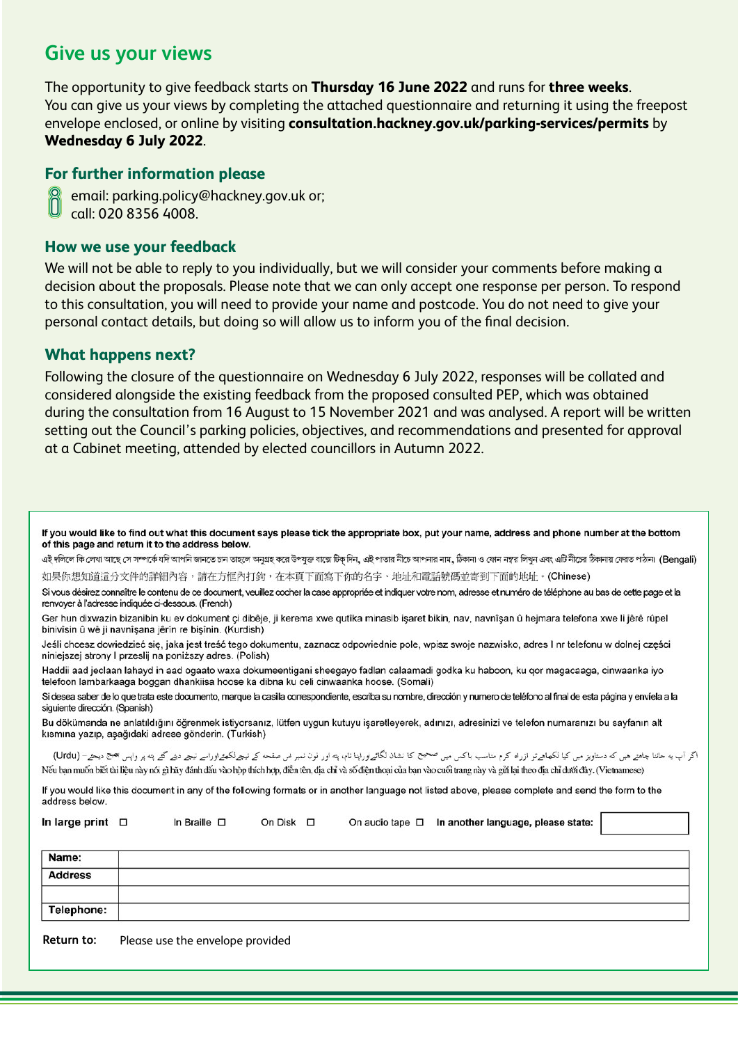## Give us your views

The opportunity to give feedback starts on **Thursday 16 June 2022** and runs for **three weeks**. You can give us your views by completing the attached questionnaire and returning it using the freepost envelope enclosed, or online by visiting **consultation.hackney.gov.uk/parking-services/permits** by **Wednesday 6 July 2022**.

### For further information please

email: parking.policy@hackney.gov.uk or;
call: 020 8356 4008.

### How we use your feedback

We will not be able to reply to you individually, but we will consider your comments before making a decision about the proposals. Please note that we can only accept one response per person. To respond to this consultation, you will need to provide your name and postcode. You do not need to give your personal contact details, but doing so will allow us to inform you of the final decision.

### What happens next?

Following the closure of the questionnaire on Wednesday 6 July 2022, responses will be collated and considered alongside the existing feedback from the proposed consulted PEP, which was obtained during the consultation from 16 August to 15 November 2021 and was analysed. A report will be written setting out the Council's parking policies, objectives, and recommendations and presented for approval at a Cabinet meeting, attended by elected councillors in Autumn 2022.

---

**If you would like to find out what this document says please tick the appropriate box, put your name, address and phone number at the bottom of this page and return it to the address below.**

এই দলিলে কি লেখা আছে সে সম্পর্কে যদি আপনি জানতে চন তাহলে অনুগ্রহ করে উপযুক্ত বাক্সে টিক্ দিন, এই পাতার নীচে আপনার নাম, ঠিকানা ও ফোন নম্বর লিখুন এবং এটি নীচের ঠিকানায় ফেরত পাঠান৷ (Bengali)

如果你想知道這分文件的詳細內容，請在方框內打鈎，在本頁下面寫下你的名字、地址和電話號碼並寄到下面的地址。(Chinese)

Si vous désirez connaître le contenu de ce document, veuillez cocher la case appropriée et indiquer votre nom, adresse et numéro de téléphone au bas de cette page et la renvoyer à l'adresse indiquée ci-dessous. (French)

Ger hun dixwazin bizanibin ku ev dokument çi dibêje, ji kerema xwe qutîka minasib işaret bikin, nav, navnîşan û hejmara telefona xwe li jêrê rûpel binivisin û wê ji navnîşana jêrîn re bişînin. (Kurdish)

Jeśli chcesz dowiedzieć się, jaka jest treść tego dokumentu, zaznacz odpowiednie pole, wpisz swoje nazwisko, adres I nr telefonu w dolnej części niniejszej strony I przeslij na poniższy adres. (Polish)

Haddii aad jeclaan lahayd in aad ogaato waxa dokumeentigani sheegayo fadlan calaamadi godka ku haboon, ku qor magacaaga, cinwaanka iyo telefoon lambarkaaga boggan dhankiisa hoose ka dibna ku celi cinwaanka hoose. (Somali)

Si desea saber de lo que trata este documento, marque la casilla correspondiente, escriba su nombre, dirección y numero de teléfono al final de esta página y envíela a la siguiente dirección. (Spanish)

Bu dökümanda ne anlatıldığını öğrenmek istiyorsanız, lütfen uygun kutuyu işaretleyerek, adınızı, adresinizi ve telefon numaranızı bu sayfanın alt kısmına yazıp, aşağıdaki adrese gönderin. (Turkish)

اگر آپ یہ جاننا چاہتے ہیں کہ دستاویز میں کیا لکھا ہے تو ازراہ کرم مناسب باکس میں صحیح کا نشان لگائیے اور اپنا نام، پتہ اور فون نمبر اس صفحہ کے نیچے لکھئے اور اسے نیچے دیئے گئے پتہ پر واپس بھیج دیجئے (Urdu)

Nếu bạn muốn biết tài liệu này nói gì hãy đánh dấu vào hộp thích hợp, điền tên, địa chỉ và số điện thoại của bạn vào cuối trang này và gửi lại theo địa chỉ dưới đây. (Vietnamese)

If you would like this document in any of the following formats or in another language not listed above, please complete and send the form to the address below.

**In large print** ☐ In Braille ☐ On Disk ☐ On audio tape ☐ **In another language, please state:** ________

| | |
|---|---|
| **Name:** | |
| **Address** | |
| | |
| **Telephone:** | |

**Return to:** Please use the envelope provided